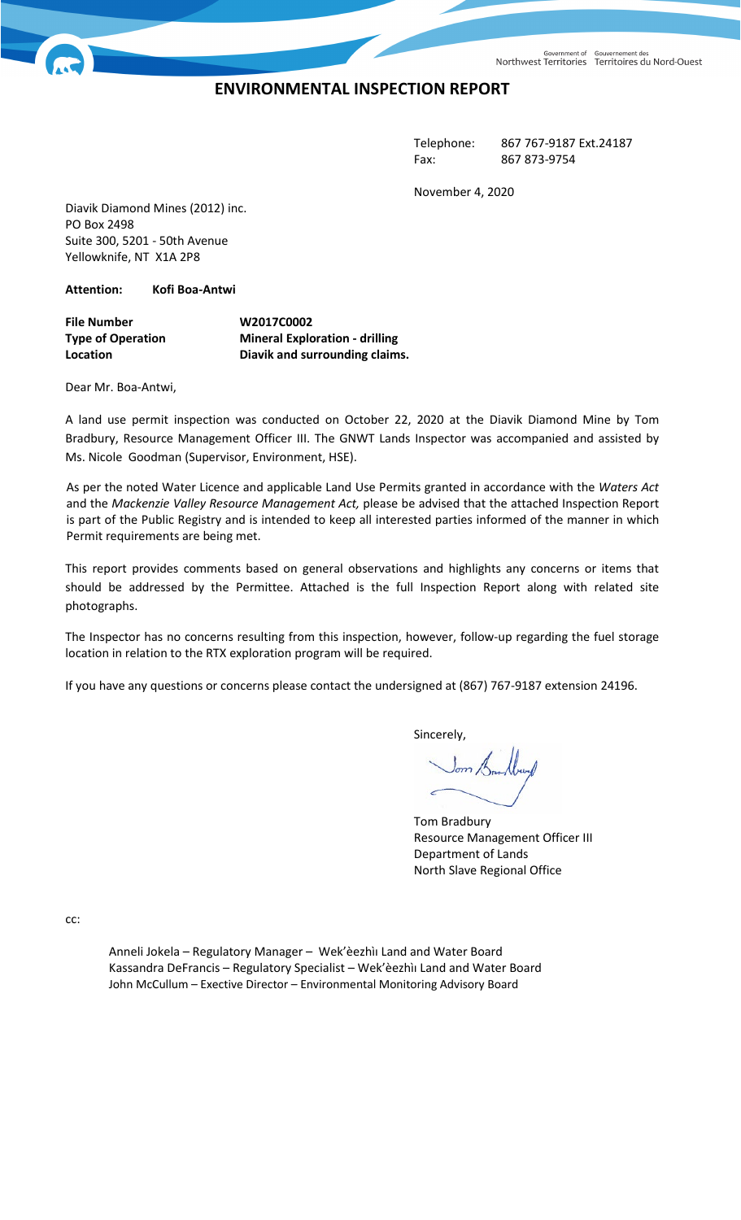Government of Northwest Territories | Gouvernement des Territoires du Nord-Ouest

# ENVIRONMENTAL INSPECTION REPORT

Telephone: 867 767-9187 Ext.24187
Fax: 867 873-9754

November 4, 2020

Diavik Diamond Mines (2012) inc.
PO Box 2498
Suite 300, 5201 - 50th Avenue
Yellowknife, NT X1A 2P8

**Attention: Kofi Boa-Antwi**

| | |
|---|---|
| **File Number** | **W2017C0002** |
| **Type of Operation** | **Mineral Exploration - drilling** |
| **Location** | **Diavik and surrounding claims.** |

Dear Mr. Boa-Antwi,

A land use permit inspection was conducted on October 22, 2020 at the Diavik Diamond Mine by Tom Bradbury, Resource Management Officer III. The GNWT Lands Inspector was accompanied and assisted by Ms. Nicole Goodman (Supervisor, Environment, HSE).

As per the noted Water Licence and applicable Land Use Permits granted in accordance with the *Waters Act* and the *Mackenzie Valley Resource Management Act,* please be advised that the attached Inspection Report is part of the Public Registry and is intended to keep all interested parties informed of the manner in which Permit requirements are being met.

This report provides comments based on general observations and highlights any concerns or items that should be addressed by the Permittee. Attached is the full Inspection Report along with related site photographs.

The Inspector has no concerns resulting from this inspection, however, follow-up regarding the fuel storage location in relation to the RTX exploration program will be required.

If you have any questions or concerns please contact the undersigned at (867) 767-9187 extension 24196.

Sincerely,

Tom Bradbury
Resource Management Officer III
Department of Lands
North Slave Regional Office

cc:

Anneli Jokela – Regulatory Manager – Wek'èezhìı Land and Water Board
Kassandra DeFrancis – Regulatory Specialist – Wek'èezhìı Land and Water Board
John McCullum – Exective Director – Environmental Monitoring Advisory Board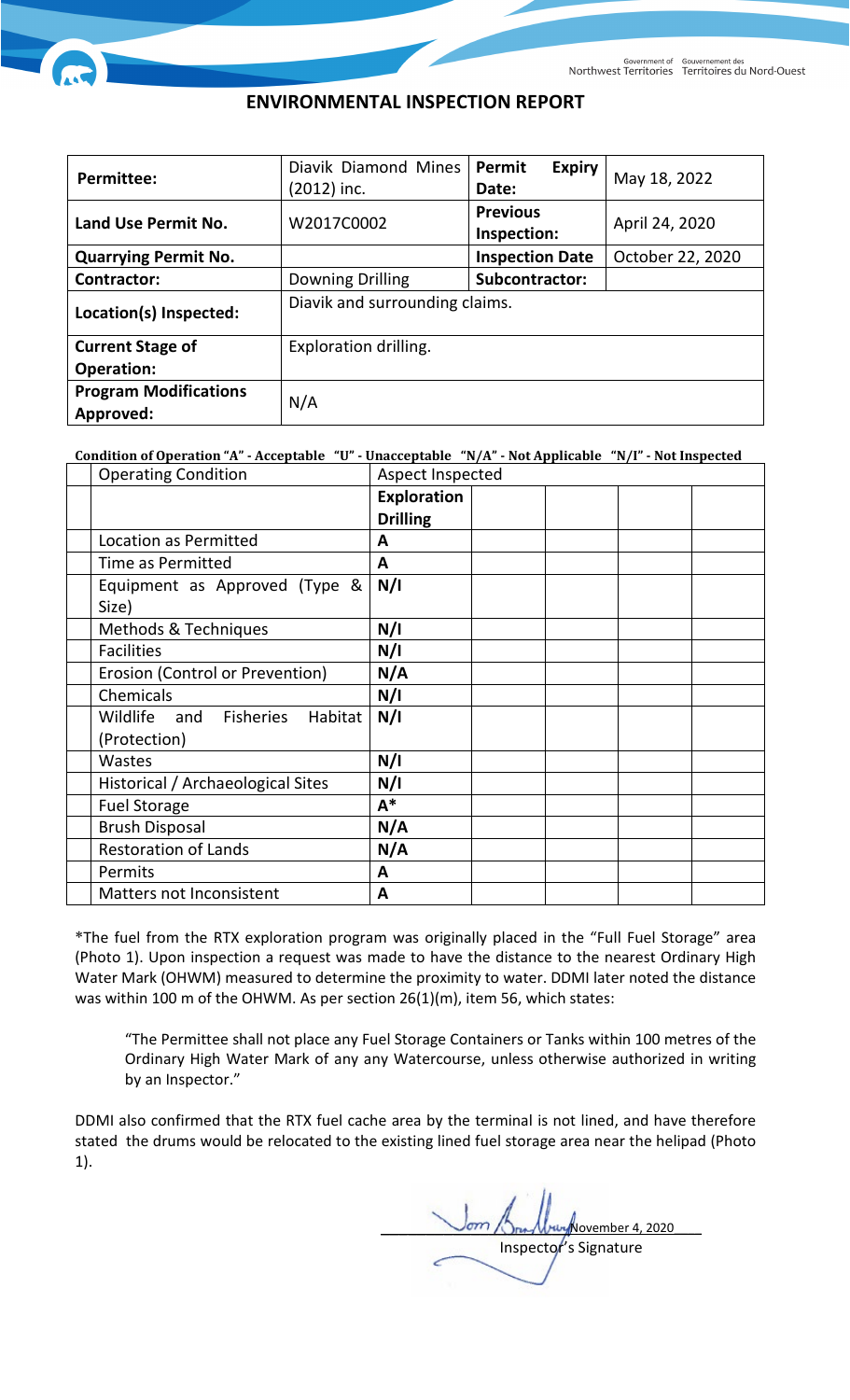# ENVIRONMENTAL INSPECTION REPORT

| **Permittee:** | Diavik Diamond Mines (2012) inc. | **Permit Expiry Date:** | May 18, 2022 |
|---|---|---|---|
| **Land Use Permit No.** | W2017C0002 | **Previous Inspection:** | April 24, 2020 |
| **Quarrying Permit No.** | | **Inspection Date** | October 22, 2020 |
| **Contractor:** | Downing Drilling | **Subcontractor:** | |
| **Location(s) Inspected:** | Diavik and surrounding claims. | | |
| **Current Stage of Operation:** | Exploration drilling. | | |
| **Program Modifications Approved:** | N/A | | |

**Condition of Operation "A" - Acceptable "U" - Unacceptable "N/A" - Not Applicable "N/I" - Not Inspected**

| | Operating Condition | Aspect Inspected | | | | |
|---|---|---|---|---|---|---|
| | | **Exploration Drilling** | | | | |
| | Location as Permitted | **A** | | | | |
| | Time as Permitted | **A** | | | | |
| | Equipment as Approved (Type & Size) | **N/I** | | | | |
| | Methods & Techniques | **N/I** | | | | |
| | Facilities | **N/I** | | | | |
| | Erosion (Control or Prevention) | **N/A** | | | | |
| | Chemicals | **N/I** | | | | |
| | Wildlife and Fisheries Habitat (Protection) | **N/I** | | | | |
| | Wastes | **N/I** | | | | |
| | Historical / Archaeological Sites | **N/I** | | | | |
| | Fuel Storage | **A*** | | | | |
| | Brush Disposal | **N/A** | | | | |
| | Restoration of Lands | **N/A** | | | | |
| | Permits | **A** | | | | |
| | Matters not Inconsistent | **A** | | | | |

*The fuel from the RTX exploration program was originally placed in the "Full Fuel Storage" area (Photo 1). Upon inspection a request was made to have the distance to the nearest Ordinary High Water Mark (OHWM) measured to determine the proximity to water. DDMI later noted the distance was within 100 m of the OHWM. As per section 26(1)(m), item 56, which states:

> "The Permittee shall not place any Fuel Storage Containers or Tanks within 100 metres of the Ordinary High Water Mark of any any Watercourse, unless otherwise authorized in writing by an Inspector."

DDMI also confirmed that the RTX fuel cache area by the terminal is not lined, and have therefore stated the drums would be relocated to the existing lined fuel storage area near the helipad (Photo 1).

November 4, 2020

Inspector's Signature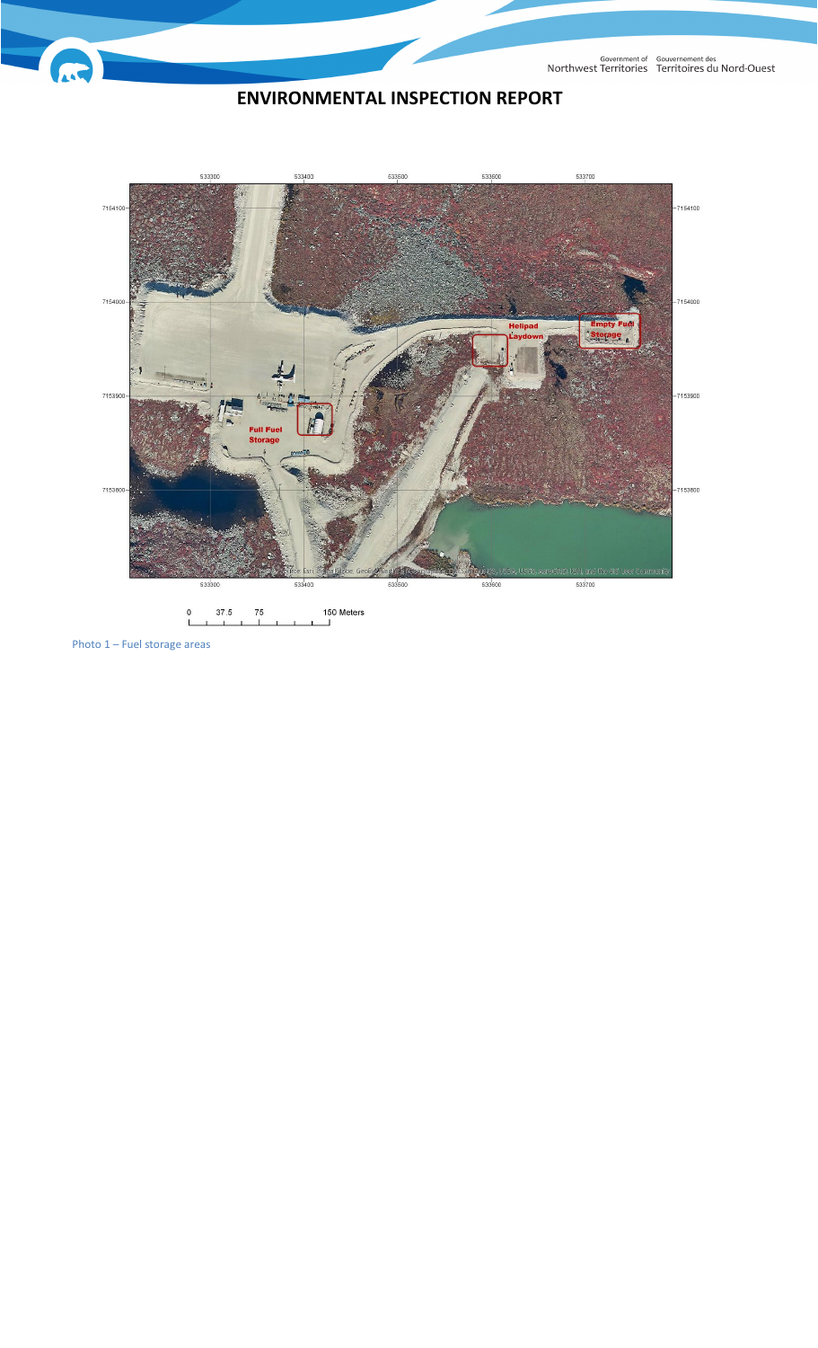# ENVIRONMENTAL INSPECTION REPORT

533300
533400
533500
533600
533700

7154100
7154000
7153900
7153800

Helipad Laydown

Empty Fuel Storage

Full Fuel Storage

0 37.5 75 150 Meters

Photo 1 – Fuel storage areas